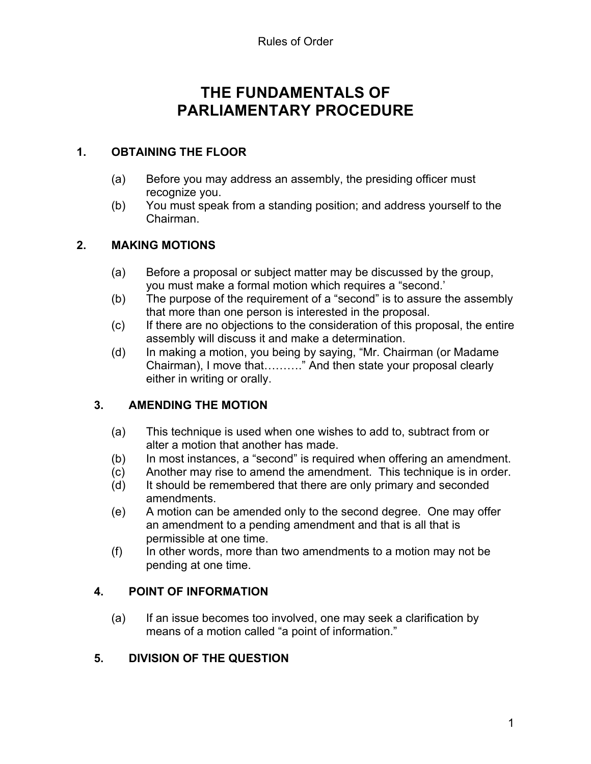# THE FUNDAMENTALS OF PARLIAMENTARY PROCEDURE

## 1. OBTAINING THE FLOOR

(a) Before you may address an assembly, the presiding officer must recognize you.
(b) You must speak from a standing position; and address yourself to the Chairman.

## 2. MAKING MOTIONS

(a) Before a proposal or subject matter may be discussed by the group, you must make a formal motion which requires a "second.'
(b) The purpose of the requirement of a "second" is to assure the assembly that more than one person is interested in the proposal.
(c) If there are no objections to the consideration of this proposal, the entire assembly will discuss it and make a determination.
(d) In making a motion, you being by saying, "Mr. Chairman (or Madame Chairman), I move that………" And then state your proposal clearly either in writing or orally.

## 3. AMENDING THE MOTION

(a) This technique is used when one wishes to add to, subtract from or alter a motion that another has made.
(b) In most instances, a "second" is required when offering an amendment.
(c) Another may rise to amend the amendment. This technique is in order.
(d) It should be remembered that there are only primary and seconded amendments.
(e) A motion can be amended only to the second degree. One may offer an amendment to a pending amendment and that is all that is permissible at one time.
(f) In other words, more than two amendments to a motion may not be pending at one time.

## 4. POINT OF INFORMATION

(a) If an issue becomes too involved, one may seek a clarification by means of a motion called "a point of information."

## 5. DIVISION OF THE QUESTION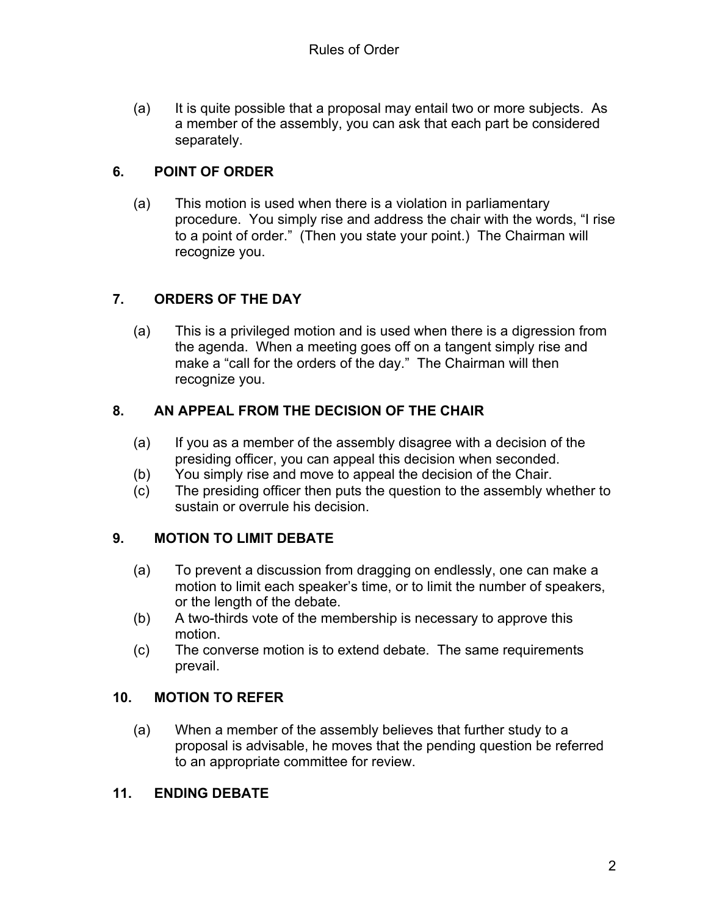(a) It is quite possible that a proposal may entail two or more subjects. As a member of the assembly, you can ask that each part be considered separately.

## 6. POINT OF ORDER

(a) This motion is used when there is a violation in parliamentary procedure. You simply rise and address the chair with the words, "I rise to a point of order." (Then you state your point.) The Chairman will recognize you.

## 7. ORDERS OF THE DAY

(a) This is a privileged motion and is used when there is a digression from the agenda. When a meeting goes off on a tangent simply rise and make a "call for the orders of the day." The Chairman will then recognize you.

## 8. AN APPEAL FROM THE DECISION OF THE CHAIR

(a) If you as a member of the assembly disagree with a decision of the presiding officer, you can appeal this decision when seconded.
(b) You simply rise and move to appeal the decision of the Chair.
(c) The presiding officer then puts the question to the assembly whether to sustain or overrule his decision.

## 9. MOTION TO LIMIT DEBATE

(a) To prevent a discussion from dragging on endlessly, one can make a motion to limit each speaker's time, or to limit the number of speakers, or the length of the debate.
(b) A two-thirds vote of the membership is necessary to approve this motion.
(c) The converse motion is to extend debate. The same requirements prevail.

## 10. MOTION TO REFER

(a) When a member of the assembly believes that further study to a proposal is advisable, he moves that the pending question be referred to an appropriate committee for review.

## 11. ENDING DEBATE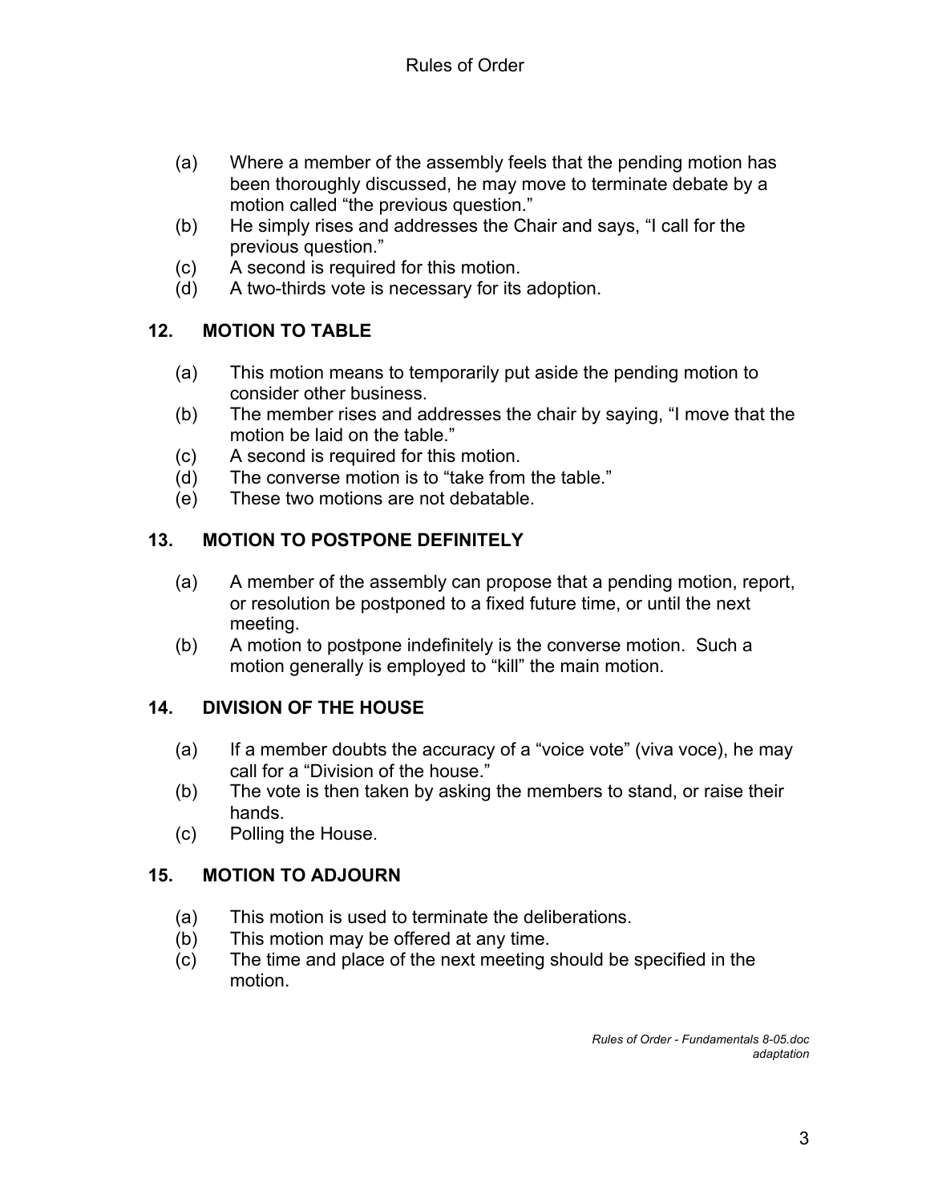(a) Where a member of the assembly feels that the pending motion has been thoroughly discussed, he may move to terminate debate by a motion called "the previous question."
(b) He simply rises and addresses the Chair and says, "I call for the previous question."
(c) A second is required for this motion.
(d) A two-thirds vote is necessary for its adoption.

## 12. MOTION TO TABLE

(a) This motion means to temporarily put aside the pending motion to consider other business.
(b) The member rises and addresses the chair by saying, "I move that the motion be laid on the table."
(c) A second is required for this motion.
(d) The converse motion is to "take from the table."
(e) These two motions are not debatable.

## 13. MOTION TO POSTPONE DEFINITELY

(a) A member of the assembly can propose that a pending motion, report, or resolution be postponed to a fixed future time, or until the next meeting.
(b) A motion to postpone indefinitely is the converse motion. Such a motion generally is employed to "kill" the main motion.

## 14. DIVISION OF THE HOUSE

(a) If a member doubts the accuracy of a "voice vote" (viva voce), he may call for a "Division of the house."
(b) The vote is then taken by asking the members to stand, or raise their hands.
(c) Polling the House.

## 15. MOTION TO ADJOURN

(a) This motion is used to terminate the deliberations.
(b) This motion may be offered at any time.
(c) The time and place of the next meeting should be specified in the motion.

*Rules of Order - Fundamentals 8-05.doc adaptation*